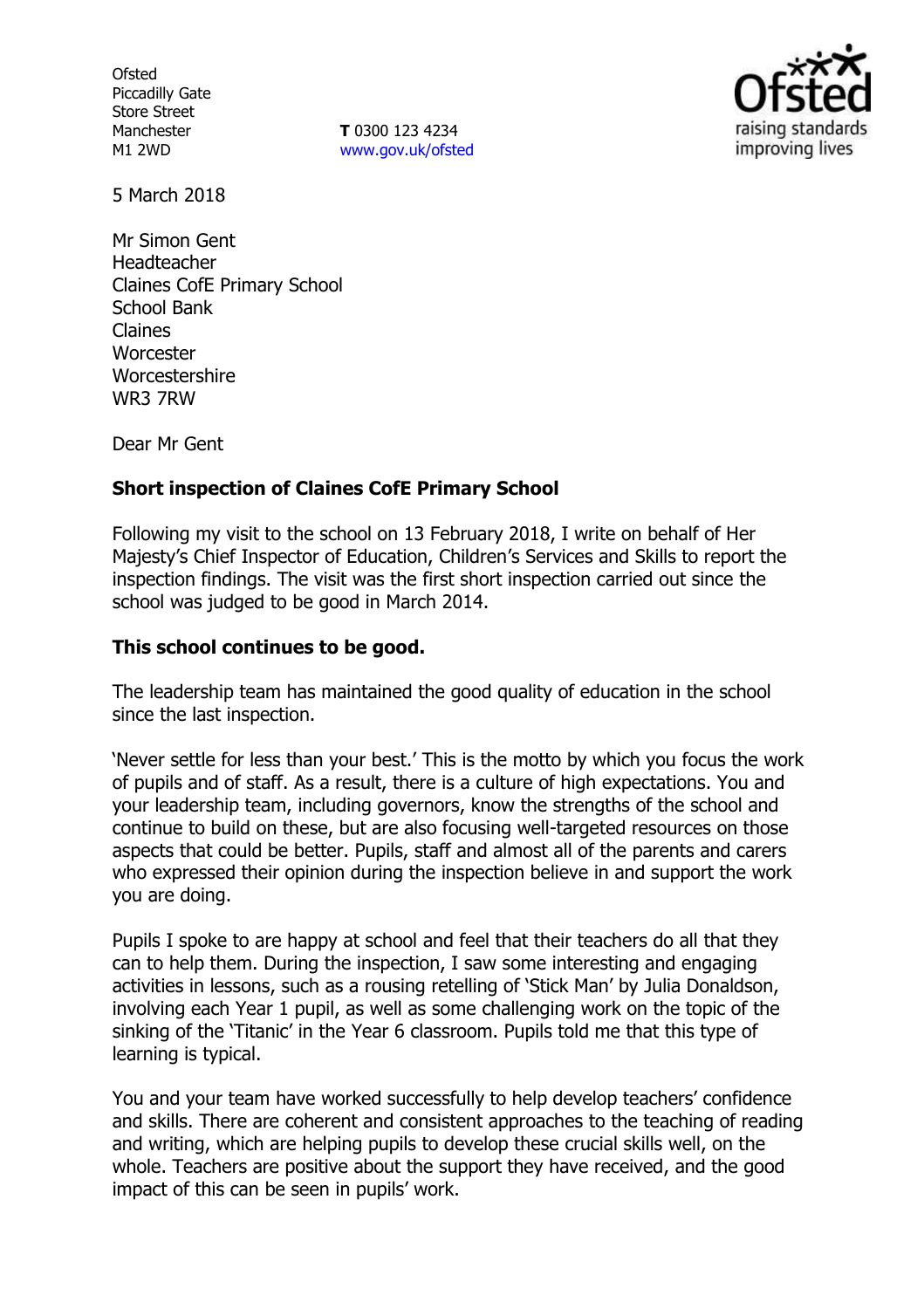Ofsted
Piccadilly Gate
Store Street
Manchester
M1 2WD

**T** 0300 123 4234
www.gov.uk/ofsted

5 March 2018

Mr Simon Gent
Headteacher
Claines CofE Primary School
School Bank
Claines
Worcester
Worcestershire
WR3 7RW

Dear Mr Gent

**Short inspection of Claines CofE Primary School**

Following my visit to the school on 13 February 2018, I write on behalf of Her Majesty's Chief Inspector of Education, Children's Services and Skills to report the inspection findings. The visit was the first short inspection carried out since the school was judged to be good in March 2014.

**This school continues to be good.**

The leadership team has maintained the good quality of education in the school since the last inspection.

'Never settle for less than your best.' This is the motto by which you focus the work of pupils and of staff. As a result, there is a culture of high expectations. You and your leadership team, including governors, know the strengths of the school and continue to build on these, but are also focusing well-targeted resources on those aspects that could be better. Pupils, staff and almost all of the parents and carers who expressed their opinion during the inspection believe in and support the work you are doing.

Pupils I spoke to are happy at school and feel that their teachers do all that they can to help them. During the inspection, I saw some interesting and engaging activities in lessons, such as a rousing retelling of 'Stick Man' by Julia Donaldson, involving each Year 1 pupil, as well as some challenging work on the topic of the sinking of the 'Titanic' in the Year 6 classroom. Pupils told me that this type of learning is typical.

You and your team have worked successfully to help develop teachers' confidence and skills. There are coherent and consistent approaches to the teaching of reading and writing, which are helping pupils to develop these crucial skills well, on the whole. Teachers are positive about the support they have received, and the good impact of this can be seen in pupils' work.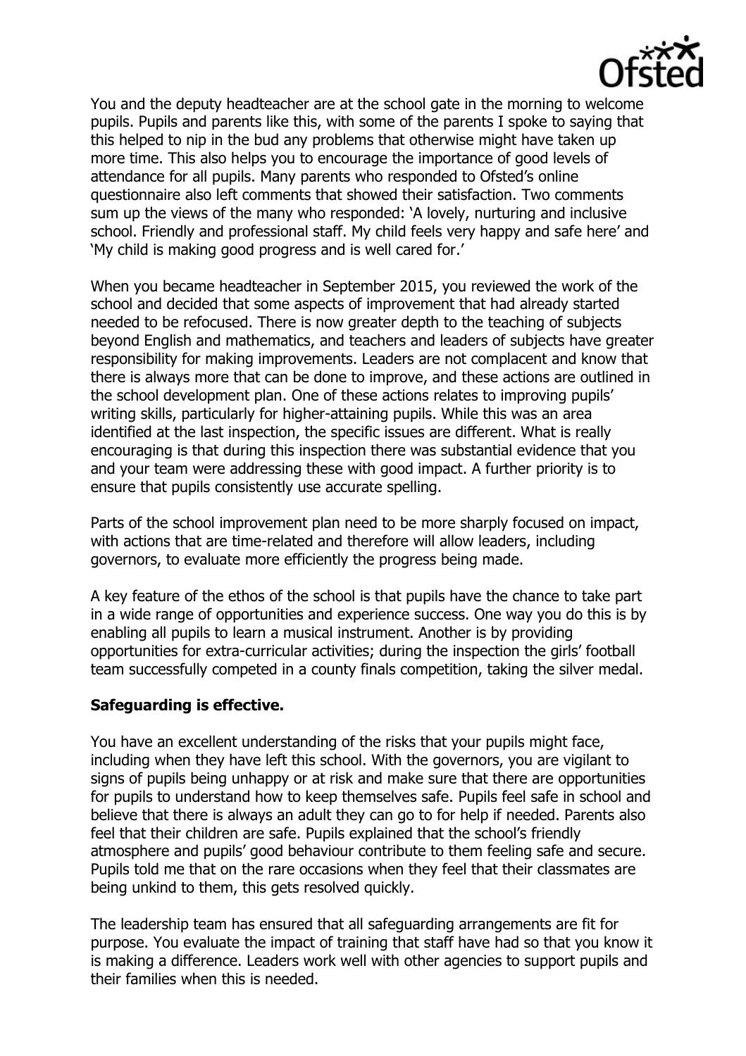You and the deputy headteacher are at the school gate in the morning to welcome pupils. Pupils and parents like this, with some of the parents I spoke to saying that this helped to nip in the bud any problems that otherwise might have taken up more time. This also helps you to encourage the importance of good levels of attendance for all pupils. Many parents who responded to Ofsted's online questionnaire also left comments that showed their satisfaction. Two comments sum up the views of the many who responded: 'A lovely, nurturing and inclusive school. Friendly and professional staff. My child feels very happy and safe here' and 'My child is making good progress and is well cared for.'

When you became headteacher in September 2015, you reviewed the work of the school and decided that some aspects of improvement that had already started needed to be refocused. There is now greater depth to the teaching of subjects beyond English and mathematics, and teachers and leaders of subjects have greater responsibility for making improvements. Leaders are not complacent and know that there is always more that can be done to improve, and these actions are outlined in the school development plan. One of these actions relates to improving pupils' writing skills, particularly for higher-attaining pupils. While this was an area identified at the last inspection, the specific issues are different. What is really encouraging is that during this inspection there was substantial evidence that you and your team were addressing these with good impact. A further priority is to ensure that pupils consistently use accurate spelling.

Parts of the school improvement plan need to be more sharply focused on impact, with actions that are time-related and therefore will allow leaders, including governors, to evaluate more efficiently the progress being made.

A key feature of the ethos of the school is that pupils have the chance to take part in a wide range of opportunities and experience success. One way you do this is by enabling all pupils to learn a musical instrument. Another is by providing opportunities for extra-curricular activities; during the inspection the girls' football team successfully competed in a county finals competition, taking the silver medal.

**Safeguarding is effective.**

You have an excellent understanding of the risks that your pupils might face, including when they have left this school. With the governors, you are vigilant to signs of pupils being unhappy or at risk and make sure that there are opportunities for pupils to understand how to keep themselves safe. Pupils feel safe in school and believe that there is always an adult they can go to for help if needed. Parents also feel that their children are safe. Pupils explained that the school's friendly atmosphere and pupils' good behaviour contribute to them feeling safe and secure. Pupils told me that on the rare occasions when they feel that their classmates are being unkind to them, this gets resolved quickly.

The leadership team has ensured that all safeguarding arrangements are fit for purpose. You evaluate the impact of training that staff have had so that you know it is making a difference. Leaders work well with other agencies to support pupils and their families when this is needed.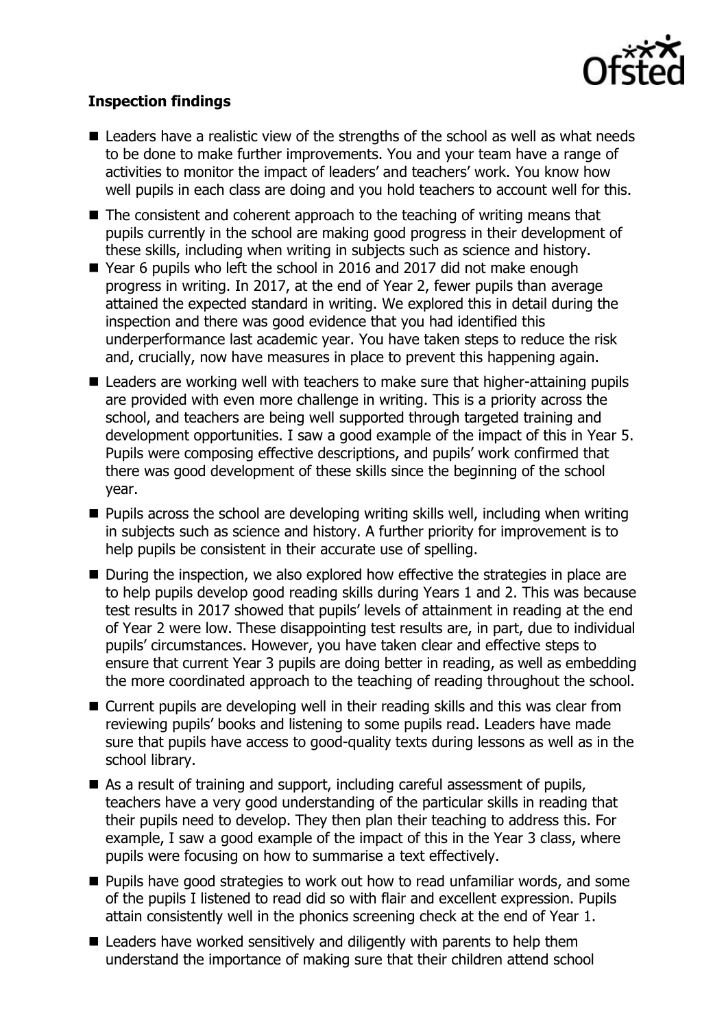**Inspection findings**

- Leaders have a realistic view of the strengths of the school as well as what needs to be done to make further improvements. You and your team have a range of activities to monitor the impact of leaders' and teachers' work. You know how well pupils in each class are doing and you hold teachers to account well for this.
- The consistent and coherent approach to the teaching of writing means that pupils currently in the school are making good progress in their development of these skills, including when writing in subjects such as science and history.
- Year 6 pupils who left the school in 2016 and 2017 did not make enough progress in writing. In 2017, at the end of Year 2, fewer pupils than average attained the expected standard in writing. We explored this in detail during the inspection and there was good evidence that you had identified this underperformance last academic year. You have taken steps to reduce the risk and, crucially, now have measures in place to prevent this happening again.
- Leaders are working well with teachers to make sure that higher-attaining pupils are provided with even more challenge in writing. This is a priority across the school, and teachers are being well supported through targeted training and development opportunities. I saw a good example of the impact of this in Year 5. Pupils were composing effective descriptions, and pupils' work confirmed that there was good development of these skills since the beginning of the school year.
- Pupils across the school are developing writing skills well, including when writing in subjects such as science and history. A further priority for improvement is to help pupils be consistent in their accurate use of spelling.
- During the inspection, we also explored how effective the strategies in place are to help pupils develop good reading skills during Years 1 and 2. This was because test results in 2017 showed that pupils' levels of attainment in reading at the end of Year 2 were low. These disappointing test results are, in part, due to individual pupils' circumstances. However, you have taken clear and effective steps to ensure that current Year 3 pupils are doing better in reading, as well as embedding the more coordinated approach to the teaching of reading throughout the school.
- Current pupils are developing well in their reading skills and this was clear from reviewing pupils' books and listening to some pupils read. Leaders have made sure that pupils have access to good-quality texts during lessons as well as in the school library.
- As a result of training and support, including careful assessment of pupils, teachers have a very good understanding of the particular skills in reading that their pupils need to develop. They then plan their teaching to address this. For example, I saw a good example of the impact of this in the Year 3 class, where pupils were focusing on how to summarise a text effectively.
- Pupils have good strategies to work out how to read unfamiliar words, and some of the pupils I listened to read did so with flair and excellent expression. Pupils attain consistently well in the phonics screening check at the end of Year 1.
- Leaders have worked sensitively and diligently with parents to help them understand the importance of making sure that their children attend school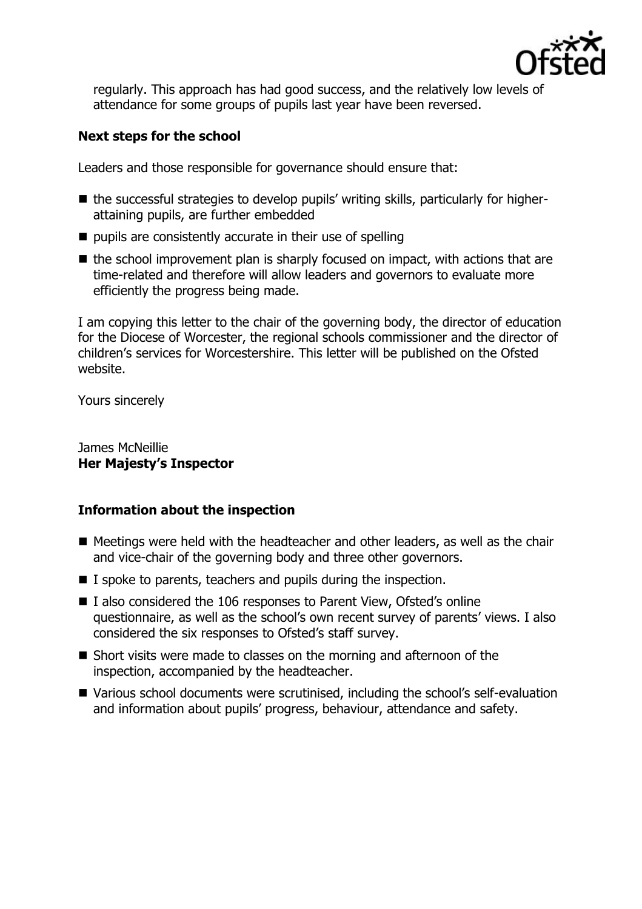regularly. This approach has had good success, and the relatively low levels of attendance for some groups of pupils last year have been reversed.

## Next steps for the school

Leaders and those responsible for governance should ensure that:

- the successful strategies to develop pupils' writing skills, particularly for higher-attaining pupils, are further embedded
- pupils are consistently accurate in their use of spelling
- the school improvement plan is sharply focused on impact, with actions that are time-related and therefore will allow leaders and governors to evaluate more efficiently the progress being made.

I am copying this letter to the chair of the governing body, the director of education for the Diocese of Worcester, the regional schools commissioner and the director of children's services for Worcestershire. This letter will be published on the Ofsted website.

Yours sincerely

James McNeillie
**Her Majesty's Inspector**

## Information about the inspection

- Meetings were held with the headteacher and other leaders, as well as the chair and vice-chair of the governing body and three other governors.
- I spoke to parents, teachers and pupils during the inspection.
- I also considered the 106 responses to Parent View, Ofsted's online questionnaire, as well as the school's own recent survey of parents' views. I also considered the six responses to Ofsted's staff survey.
- Short visits were made to classes on the morning and afternoon of the inspection, accompanied by the headteacher.
- Various school documents were scrutinised, including the school's self-evaluation and information about pupils' progress, behaviour, attendance and safety.